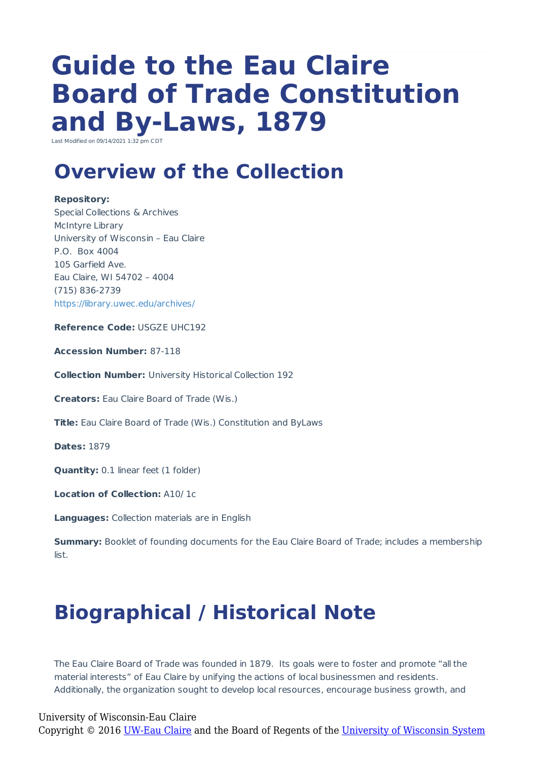# Guide to the Eau Claire Board of Trade Constitution and By-Laws, 1879

Last Modified on 09/14/2021 1:32 pm CDT

## Overview of the Collection

**Repository:**
Special Collections & Archives
McIntyre Library
University of Wisconsin – Eau Claire
P.O. Box 4004
105 Garfield Ave.
Eau Claire, WI 54702 – 4004
(715) 836-2739
https://library.uwec.edu/archives/

**Reference Code:** USGZE UHC192

**Accession Number:** 87-118

**Collection Number:** University Historical Collection 192

**Creators:** Eau Claire Board of Trade (Wis.)

**Title:** Eau Claire Board of Trade (Wis.) Constitution and ByLaws

**Dates:** 1879

**Quantity:** 0.1 linear feet (1 folder)

**Location of Collection:** A10/ 1c

**Languages:** Collection materials are in English

**Summary:** Booklet of founding documents for the Eau Claire Board of Trade; includes a membership list.

## Biographical / Historical Note

The Eau Claire Board of Trade was founded in 1879. Its goals were to foster and promote "all the material interests" of Eau Claire by unifying the actions of local businessmen and residents. Additionally, the organization sought to develop local resources, encourage business growth, and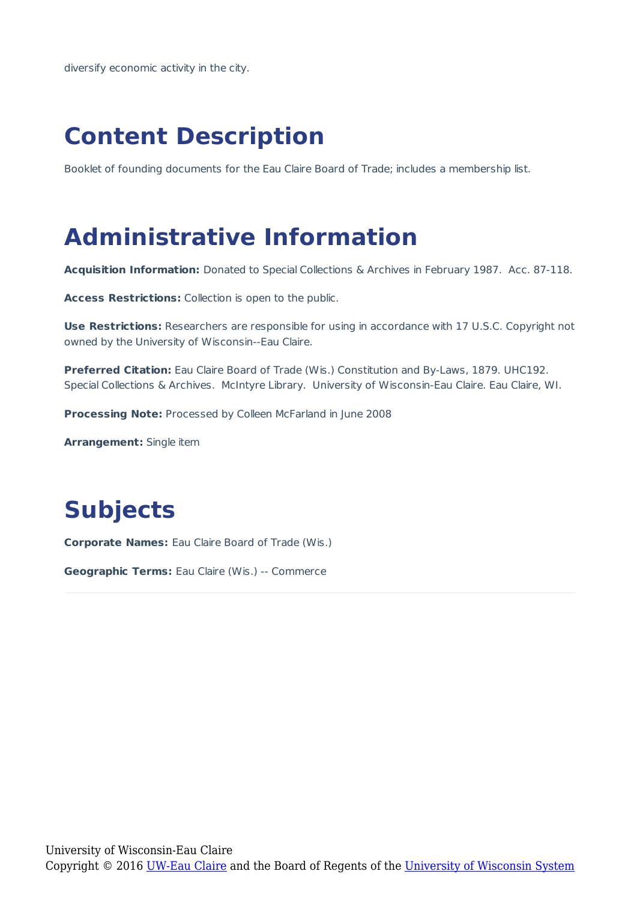diversify economic activity in the city.

## Content Description

Booklet of founding documents for the Eau Claire Board of Trade; includes a membership list.

## Administrative Information

**Acquisition Information:** Donated to Special Collections & Archives in February 1987. Acc. 87-118.

**Access Restrictions:** Collection is open to the public.

**Use Restrictions:** Researchers are responsible for using in accordance with 17 U.S.C. Copyright not owned by the University of Wisconsin--Eau Claire.

**Preferred Citation:** Eau Claire Board of Trade (Wis.) Constitution and By-Laws, 1879. UHC192. Special Collections & Archives. McIntyre Library. University of Wisconsin-Eau Claire. Eau Claire, WI.

**Processing Note:** Processed by Colleen McFarland in June 2008

**Arrangement:** Single item

## Subjects

**Corporate Names:** Eau Claire Board of Trade (Wis.)

**Geographic Terms:** Eau Claire (Wis.) -- Commerce

---

University of Wisconsin-Eau Claire
Copyright © 2016 UW-Eau Claire and the Board of Regents of the University of Wisconsin System